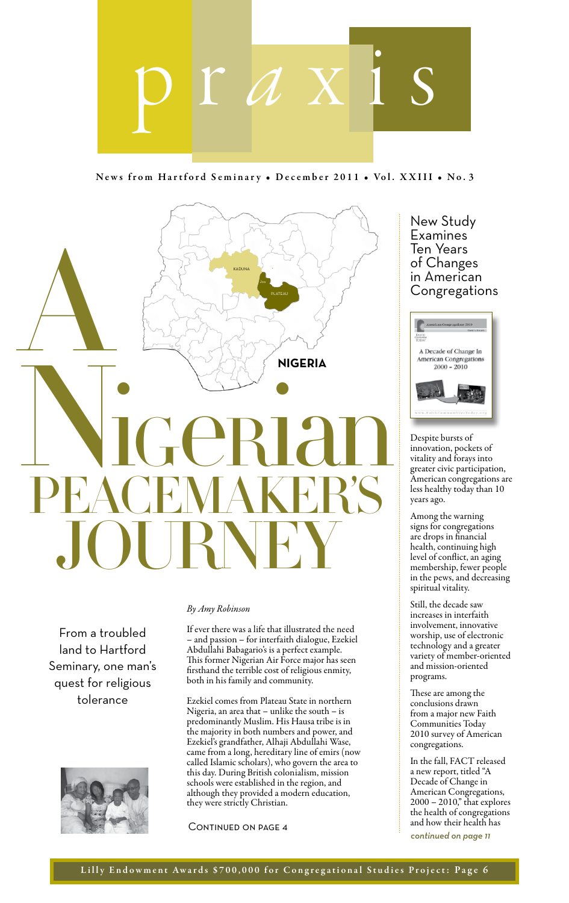# praxis

**News from Hartford Seminary • December 2011 • Vol. XXIII • No. 3**

# A Nigerian Peacemaker's Journey

From a troubled land to Hartford Seminary, one man's quest for religious tolerance

*By Amy Robinson*

If ever there was a life that illustrated the need – and passion – for interfaith dialogue, Ezekiel Abdullahi Babagario's is a perfect example. This former Nigerian Air Force major has seen firsthand the terrible cost of religious enmity, both in his family and community.

Ezekiel comes from Plateau State in northern Nigeria, an area that – unlike the south – is predominantly Muslim. His Hausa tribe is in the majority in both numbers and power, and Ezekiel's grandfather, Alhaji Abdullahi Wase, came from a long, hereditary line of emirs (now called Islamic scholars), who govern the area to this day. During British colonialism, mission schools were established in the region, and although they provided a modern education, they were strictly Christian.

Continued on page 4

## New Study Examines Ten Years of Changes in American Congregations

Despite bursts of innovation, pockets of vitality and forays into greater civic participation, American congregations are less healthy today than 10 years ago.

Among the warning signs for congregations are drops in financial health, continuing high level of conflict, an aging membership, fewer people in the pews, and decreasing spiritual vitality.

Still, the decade saw increases in interfaith involvement, innovative worship, use of electronic technology and a greater variety of member-oriented and mission-oriented programs.

These are among the conclusions drawn from a major new Faith Communities Today 2010 survey of American congregations.

In the fall, FACT released a new report, titled "A Decade of Change in American Congregations, 2000 – 2010," that explores the health of congregations and how their health has

*continued on page 11*

**Lilly Endowment Awards $700,000 for Congregational Studies Project: Page 6**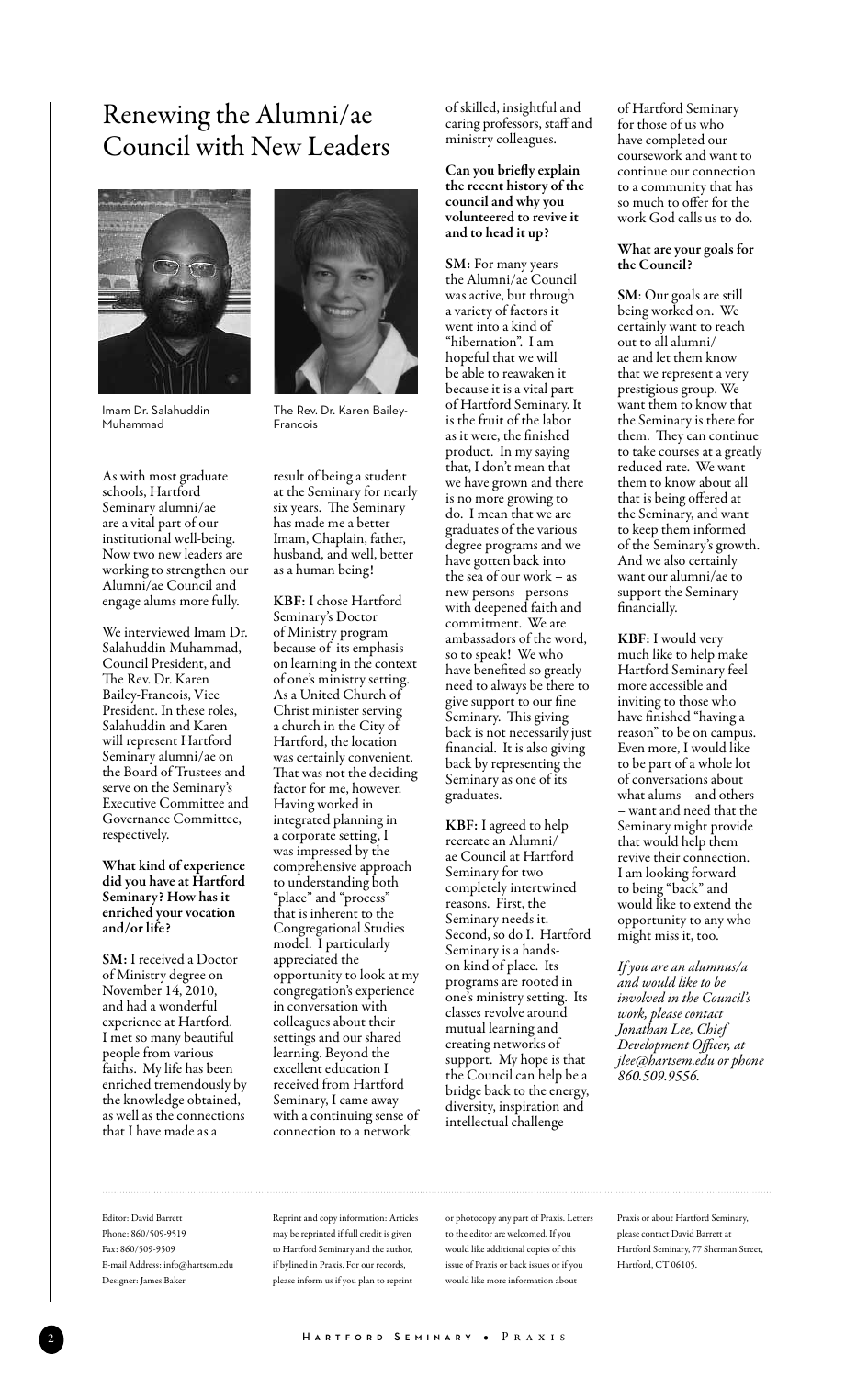# Renewing the Alumni/ae Council with New Leaders

Imam Dr. Salahuddin Muhammad

The Rev. Dr. Karen Bailey-Francois

As with most graduate schools, Hartford Seminary alumni/ae are a vital part of our institutional well-being. Now two new leaders are working to strengthen our Alumni/ae Council and engage alums more fully.

We interviewed Imam Dr. Salahuddin Muhammad, Council President, and The Rev. Dr. Karen Bailey-Francois, Vice President. In these roles, Salahuddin and Karen will represent Hartford Seminary alumni/ae on the Board of Trustees and serve on the Seminary's Executive Committee and Governance Committee, respectively.

**What kind of experience did you have at Hartford Seminary? How has it enriched your vocation and/or life?**

**SM:** I received a Doctor of Ministry degree on November 14, 2010, and had a wonderful experience at Hartford. I met so many beautiful people from various faiths. My life has been enriched tremendously by the knowledge obtained, as well as the connections that I have made as a result of being a student at the Seminary for nearly six years. The Seminary has made me a better Imam, Chaplain, father, husband, and well, better as a human being!

**KBF:** I chose Hartford Seminary's Doctor of Ministry program because of its emphasis on learning in the context of one's ministry setting. As a United Church of Christ minister serving a church in the City of Hartford, the location was certainly convenient. That was not the deciding factor for me, however. Having worked in integrated planning in a corporate setting, I was impressed by the comprehensive approach to understanding both "place" and "process" that is inherent to the Congregational Studies model. I particularly appreciated the opportunity to look at my congregation's experience in conversation with colleagues about their settings and our shared learning. Beyond the excellent education I received from Hartford Seminary, I came away with a continuing sense of connection to a network of skilled, insightful and caring professors, staff and ministry colleagues.

**Can you briefly explain the recent history of the council and why you volunteered to revive it and to head it up?**

**SM:** For many years the Alumni/ae Council was active, but through a variety of factors it went into a kind of "hibernation". I am hopeful that we will be able to reawaken it because it is a vital part of Hartford Seminary. It is the fruit of the labor as it were, the finished product. In my saying that, I don't mean that we have grown and there is no more growing to do. I mean that we are graduates of the various degree programs and we have gotten back into the sea of our work – as new persons –persons with deepened faith and commitment. We are ambassadors of the word, so to speak! We who have benefited so greatly need to always be there to give support to our fine Seminary. This giving back is not necessarily just financial. It is also giving back by representing the Seminary as one of its graduates.

**KBF:** I agreed to help recreate an Alumni/ae Council at Hartford Seminary for two completely intertwined reasons. First, the Seminary needs it. Second, so do I. Hartford Seminary is a hands-on kind of place. Its programs are rooted in one's ministry setting. Its classes revolve around mutual learning and creating networks of support. My hope is that the Council can help be a bridge back to the energy, diversity, inspiration and intellectual challenge of Hartford Seminary for those of us who have completed our coursework and want to continue our connection to a community that has so much to offer for the work God calls us to do.

**What are your goals for the Council?**

**SM**: Our goals are still being worked on. We certainly want to reach out to all alumni/ae and let them know that we represent a very prestigious group. We want them to know that the Seminary is there for them. They can continue to take courses at a greatly reduced rate. We want them to know about all that is being offered at the Seminary, and want to keep them informed of the Seminary's growth. And we also certainly want our alumni/ae to support the Seminary financially.

**KBF:** I would very much like to help make Hartford Seminary feel more accessible and inviting to those who have finished "having a reason" to be on campus. Even more, I would like to be part of a whole lot of conversations about what alums – and others – want and need that the Seminary might provide that would help them revive their connection. I am looking forward to being "back" and would like to extend the opportunity to any who might miss it, too.

*If you are an alumnus/a and would like to be involved in the Council's work, please contact Jonathan Lee, Chief Development Officer, at jlee@hartsem.edu or phone 860.509.9556.*

---

Editor: David Barrett
Phone: 860/509-9519
Fax: 860/509-9509
E-mail Address: info@hartsem.edu
Designer: James Baker

Reprint and copy information: Articles may be reprinted if full credit is given to Hartford Seminary and the author, if bylined in Praxis. For our records, please inform us if you plan to reprint or photocopy any part of Praxis. Letters to the editor are welcomed. If you would like additional copies of this issue of Praxis or back issues or if you would like more information about Praxis or about Hartford Seminary, please contact David Barrett at Hartford Seminary, 77 Sherman Street, Hartford, CT 06105.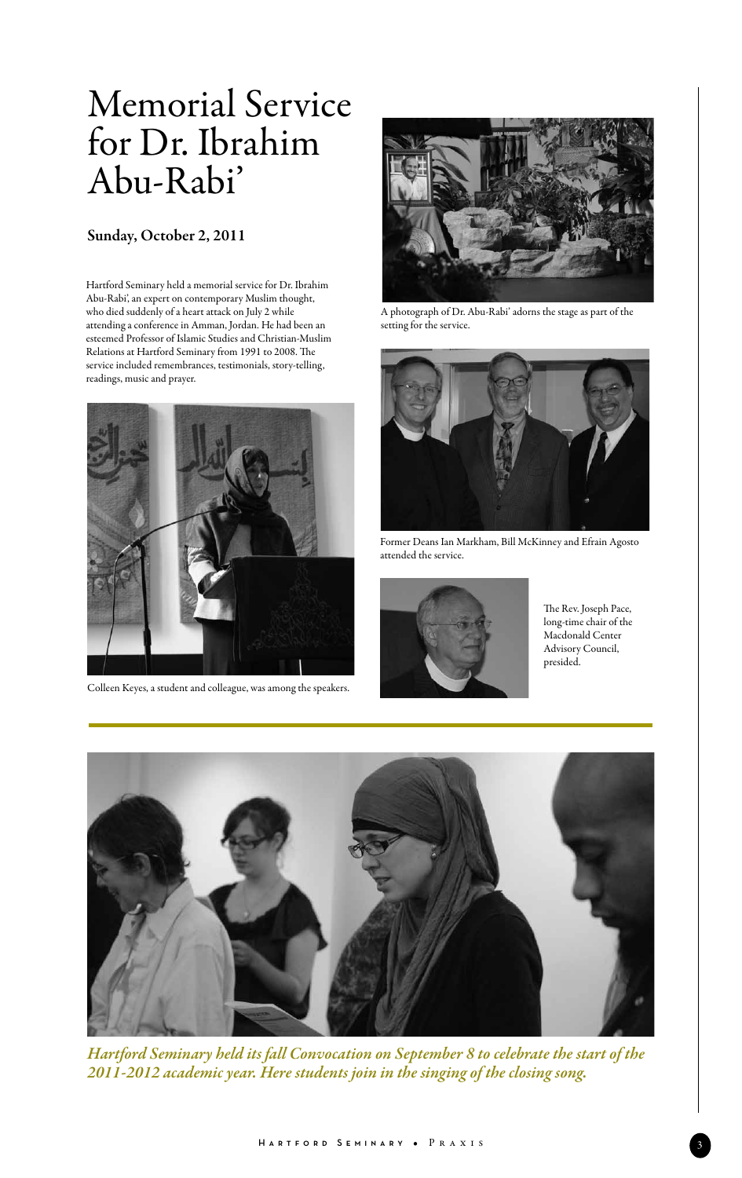# Memorial Service for Dr. Ibrahim Abu-Rabi'

### Sunday, October 2, 2011

Hartford Seminary held a memorial service for Dr. Ibrahim Abu-Rabi', an expert on contemporary Muslim thought, who died suddenly of a heart attack on July 2 while attending a conference in Amman, Jordan. He had been an esteemed Professor of Islamic Studies and Christian-Muslim Relations at Hartford Seminary from 1991 to 2008. The service included remembrances, testimonials, story-telling, readings, music and prayer.

A photograph of Dr. Abu-Rabi' adorns the stage as part of the setting for the service.

Colleen Keyes, a student and colleague, was among the speakers.

Former Deans Ian Markham, Bill McKinney and Efrain Agosto attended the service.

The Rev. Joseph Pace, long-time chair of the Macdonald Center Advisory Council, presided.

*Hartford Seminary held its fall Convocation on September 8 to celebrate the start of the 2011-2012 academic year. Here students join in the singing of the closing song.*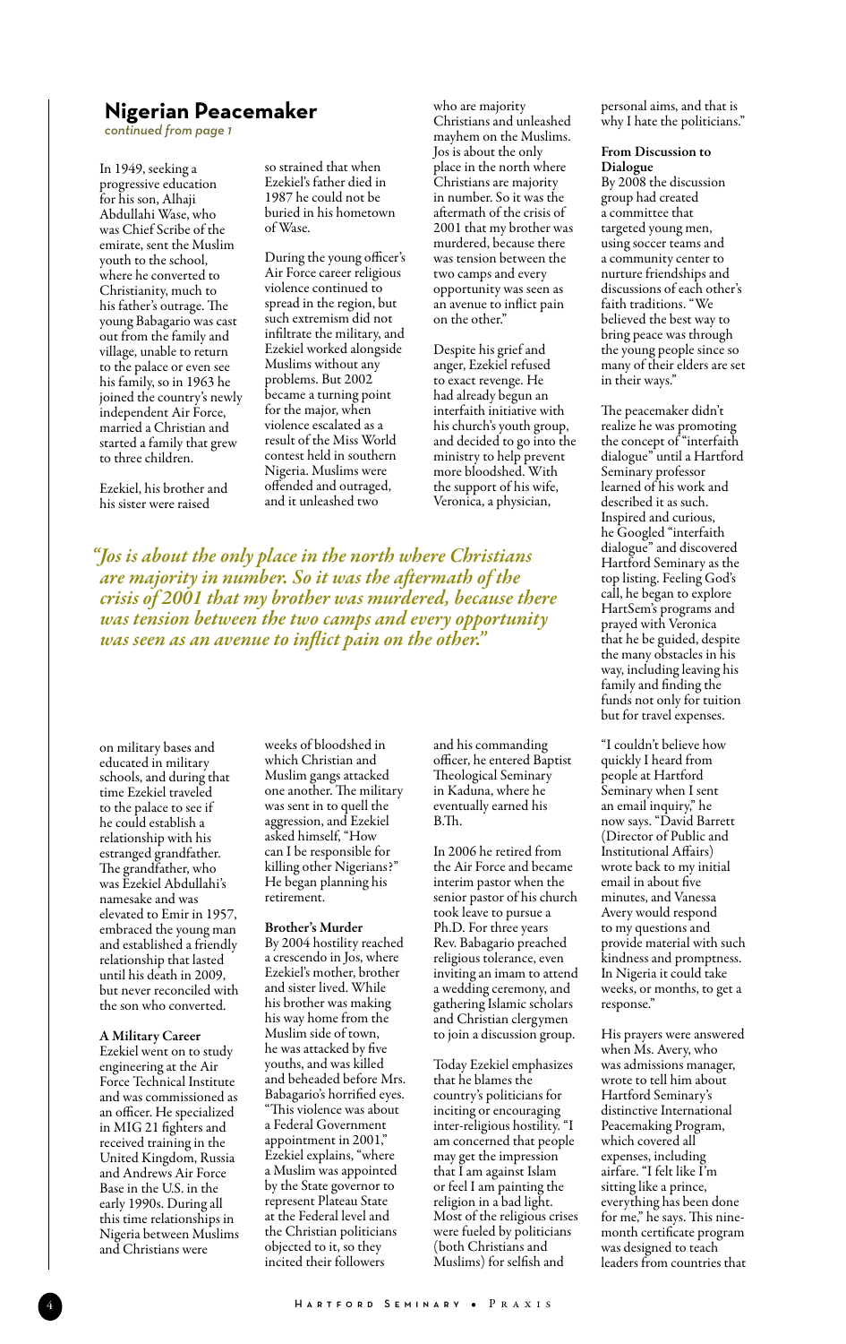## Nigerian Peacemaker

*continued from page 1*

In 1949, seeking a progressive education for his son, Alhaji Abdullahi Wase, who was Chief Scribe of the emirate, sent the Muslim youth to the school, where he converted to Christianity, much to his father's outrage. The young Babagario was cast out from the family and village, unable to return to the palace or even see his family, so in 1963 he joined the country's newly independent Air Force, married a Christian and started a family that grew to three children.

Ezekiel, his brother and his sister were raised on military bases and educated in military schools, and during that time Ezekiel traveled to the palace to see if he could establish a relationship with his estranged grandfather. The grandfather, who was Ezekiel Abdullahi's namesake and was elevated to Emir in 1957, embraced the young man and established a friendly relationship that lasted until his death in 2009, but never reconciled with the son who converted.

**A Military Career**

Ezekiel went on to study engineering at the Air Force Technical Institute and was commissioned as an officer. He specialized in MIG 21 fighters and received training in the United Kingdom, Russia and Andrews Air Force Base in the U.S. in the early 1990s. During all this time relationships in Nigeria between Muslims and Christians were so strained that when Ezekiel's father died in 1987 he could not be buried in his hometown of Wase.

During the young officer's Air Force career religious violence continued to spread in the region, but such extremism did not infiltrate the military, and Ezekiel worked alongside Muslims without any problems. But 2002 became a turning point for the major, when violence escalated as a result of the Miss World contest held in southern Nigeria. Muslims were offended and outraged, and it unleashed two weeks of bloodshed in which Christian and Muslim gangs attacked one another. The military was sent in to quell the aggression, and Ezekiel asked himself, "How can I be responsible for killing other Nigerians?" He began planning his retirement.

**Brother's Murder**

By 2004 hostility reached a crescendo in Jos, where Ezekiel's mother, brother and sister lived. While his brother was making his way home from the Muslim side of town, he was attacked by five youths, and was killed and beheaded before Mrs. Babagario's horrified eyes. "This violence was about a Federal Government appointment in 2001," Ezekiel explains, "where a Muslim was appointed by the State governor to represent Plateau State at the Federal level and the Christian politicians objected to it, so they incited their followers who are majority Christians and unleashed mayhem on the Muslims. Jos is about the only place in the north where Christians are majority in number. So it was the aftermath of the crisis of 2001 that my brother was murdered, because there was tension between the two camps and every opportunity was seen as an avenue to inflict pain on the other."

Despite his grief and anger, Ezekiel refused to exact revenge. He had already begun an interfaith initiative with his church's youth group, and decided to go into the ministry to help prevent more bloodshed. With the support of his wife, Veronica, a physician, and his commanding officer, he entered Baptist Theological Seminary in Kaduna, where he eventually earned his B.Th.

In 2006 he retired from the Air Force and became interim pastor when the senior pastor of his church took leave to pursue a Ph.D. For three years Rev. Babagario preached religious tolerance, even inviting an imam to attend a wedding ceremony, and gathering Islamic scholars and Christian clergymen to join a discussion group.

Today Ezekiel emphasizes that he blames the country's politicians for inciting or encouraging inter-religious hostility. "I am concerned that people may get the impression that I am against Islam or feel I am painting the religion in a bad light. Most of the religious crises were fueled by politicians (both Christians and Muslims) for selfish and personal aims, and that is why I hate the politicians."

> *"Jos is about the only place in the north where Christians are majority in number. So it was the aftermath of the crisis of 2001 that my brother was murdered, because there was tension between the two camps and every opportunity was seen as an avenue to inflict pain on the other."*

**From Discussion to Dialogue**

By 2008 the discussion group had created a committee that targeted young men, using soccer teams and a community center to nurture friendships and discussions of each other's faith traditions. "We believed the best way to bring peace was through the young people since so many of their elders are set in their ways."

The peacemaker didn't realize he was promoting the concept of "interfaith dialogue" until a Hartford Seminary professor learned of his work and described it as such. Inspired and curious, he Googled "interfaith dialogue" and discovered Hartford Seminary as the top listing. Feeling God's call, he began to explore HartSem's programs and prayed with Veronica that he be guided, despite the many obstacles in his way, including leaving his family and finding the funds not only for tuition but for travel expenses.

"I couldn't believe how quickly I heard from people at Hartford Seminary when I sent an email inquiry," he now says. "David Barrett (Director of Public and Institutional Affairs) wrote back to my initial email in about five minutes, and Vanessa Avery would respond to my questions and provide material with such kindness and promptness. In Nigeria it could take weeks, or months, to get a response."

His prayers were answered when Ms. Avery, who was admissions manager, wrote to tell him about Hartford Seminary's distinctive International Peacemaking Program, which covered all expenses, including airfare. "I felt like I'm sitting like a prince, everything has been done for me," he says. This nine-month certificate program was designed to teach leaders from countries that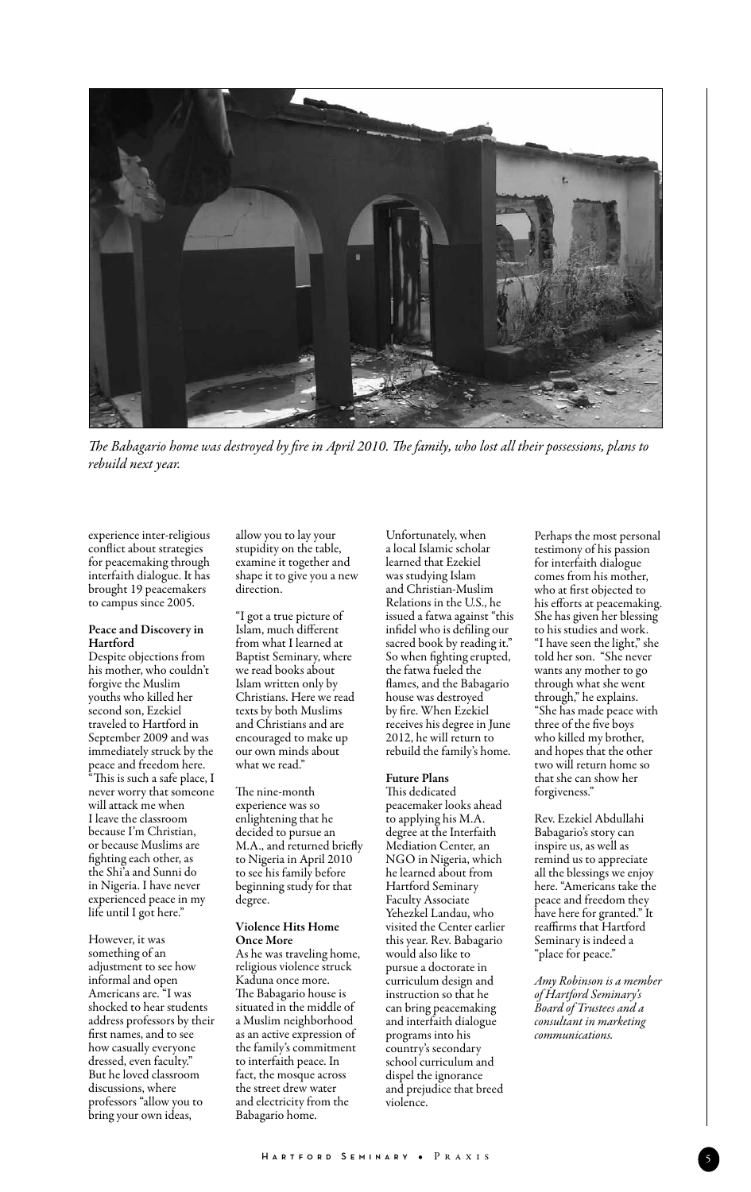*The Babagario home was destroyed by fire in April 2010. The family, who lost all their possessions, plans to rebuild next year.*

experience inter-religious conflict about strategies for peacemaking through interfaith dialogue. It has brought 19 peacemakers to campus since 2005.

**Peace and Discovery in Hartford**

Despite objections from his mother, who couldn't forgive the Muslim youths who killed her second son, Ezekiel traveled to Hartford in September 2009 and was immediately struck by the peace and freedom here. "This is such a safe place, I never worry that someone will attack me when I leave the classroom because I'm Christian, or because Muslims are fighting each other, as the Shi'a and Sunni do in Nigeria. I have never experienced peace in my life until I got here."

However, it was something of an adjustment to see how informal and open Americans are. "I was shocked to hear students address professors by their first names, and to see how casually everyone dressed, even faculty." But he loved classroom discussions, where professors "allow you to bring your own ideas, allow you to lay your stupidity on the table, examine it together and shape it to give you a new direction.

"I got a true picture of Islam, much different from what I learned at Baptist Seminary, where we read books about Islam written only by Christians. Here we read texts by both Muslims and Christians and are encouraged to make up our own minds about what we read."

The nine-month experience was so enlightening that he decided to pursue an M.A., and returned briefly to Nigeria in April 2010 to see his family before beginning study for that degree.

**Violence Hits Home Once More**

As he was traveling home, religious violence struck Kaduna once more. The Babagario house is situated in the middle of a Muslim neighborhood as an active expression of the family's commitment to interfaith peace. In fact, the mosque across the street drew water and electricity from the Babagario home.

Unfortunately, when a local Islamic scholar learned that Ezekiel was studying Islam and Christian-Muslim Relations in the U.S., he issued a fatwa against "this infidel who is defiling our sacred book by reading it." So when fighting erupted, the fatwa fueled the flames, and the Babagario house was destroyed by fire. When Ezekiel receives his degree in June 2012, he will return to rebuild the family's home.

**Future Plans**

This dedicated peacemaker looks ahead to applying his M.A. degree at the Interfaith Mediation Center, an NGO in Nigeria, which he learned about from Hartford Seminary Faculty Associate Yehezkel Landau, who visited the Center earlier this year. Rev. Babagario would also like to pursue a doctorate in curriculum design and instruction so that he can bring peacemaking and interfaith dialogue programs into his country's secondary school curriculum and dispel the ignorance and prejudice that breed violence.

Perhaps the most personal testimony of his passion for interfaith dialogue comes from his mother, who at first objected to his efforts at peacemaking. She has given her blessing to his studies and work. "I have seen the light," she told her son. "She never wants any mother to go through what she went through," he explains. "She has made peace with three of the five boys who killed my brother, and hopes that the other two will return home so that she can show her forgiveness."

Rev. Ezekiel Abdullahi Babagario's story can inspire us, as well as remind us to appreciate all the blessings we enjoy here. "Americans take the peace and freedom they have here for granted." It reaffirms that Hartford Seminary is indeed a "place for peace."

*Amy Robinson is a member of Hartford Seminary's Board of Trustees and a consultant in marketing communications.*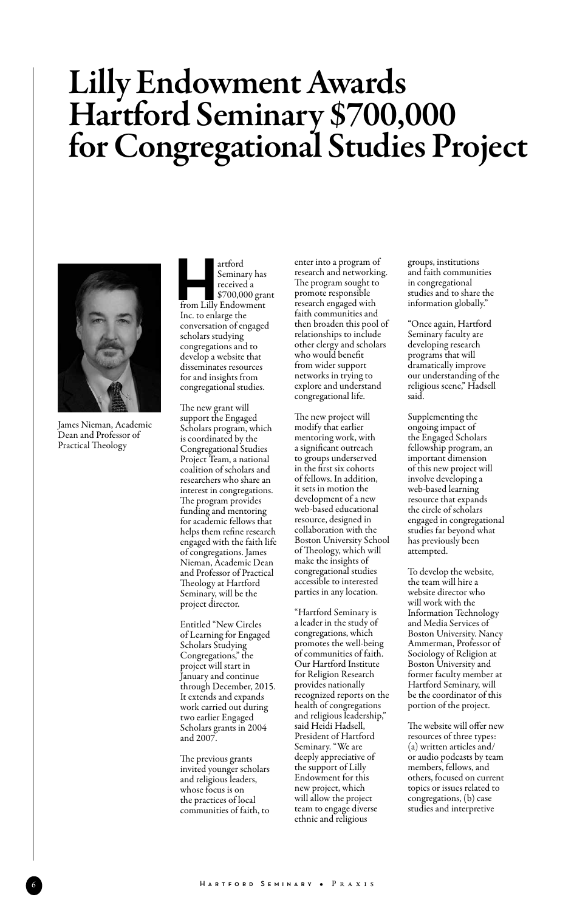# Lilly Endowment Awards Hartford Seminary $700,000 for Congregational Studies Project

James Nieman, Academic Dean and Professor of Practical Theology

Hartford Seminary has received a $700,000 grant from Lilly Endowment Inc. to enlarge the conversation of engaged scholars studying congregations and to develop a website that disseminates resources for and insights from congregational studies.

The new grant will support the Engaged Scholars program, which is coordinated by the Congregational Studies Project Team, a national coalition of scholars and researchers who share an interest in congregations. The program provides funding and mentoring for academic fellows that helps them refine research engaged with the faith life of congregations. James Nieman, Academic Dean and Professor of Practical Theology at Hartford Seminary, will be the project director.

Entitled "New Circles of Learning for Engaged Scholars Studying Congregations," the project will start in January and continue through December, 2015. It extends and expands work carried out during two earlier Engaged Scholars grants in 2004 and 2007.

The previous grants invited younger scholars and religious leaders, whose focus is on the practices of local communities of faith, to enter into a program of research and networking. The program sought to promote responsible research engaged with faith communities and then broaden this pool of relationships to include other clergy and scholars who would benefit from wider support networks in trying to explore and understand congregational life.

The new project will modify that earlier mentoring work, with a significant outreach to groups underserved in the first six cohorts of fellows. In addition, it sets in motion the development of a new web-based educational resource, designed in collaboration with the Boston University School of Theology, which will make the insights of congregational studies accessible to interested parties in any location.

"Hartford Seminary is a leader in the study of congregations, which promotes the well-being of communities of faith. Our Hartford Institute for Religion Research provides nationally recognized reports on the health of congregations and religious leadership," said Heidi Hadsell, President of Hartford Seminary. "We are deeply appreciative of the support of Lilly Endowment for this new project, which will allow the project team to engage diverse ethnic and religious groups, institutions and faith communities in congregational studies and to share the information globally."

"Once again, Hartford Seminary faculty are developing research programs that will dramatically improve our understanding of the religious scene," Hadsell said.

Supplementing the ongoing impact of the Engaged Scholars fellowship program, an important dimension of this new project will involve developing a web-based learning resource that expands the circle of scholars engaged in congregational studies far beyond what has previously been attempted.

To develop the website, the team will hire a website director who will work with the Information Technology and Media Services of Boston University. Nancy Ammerman, Professor of Sociology of Religion at Boston University and former faculty member at Hartford Seminary, will be the coordinator of this portion of the project.

The website will offer new resources of three types: (a) written articles and/or audio podcasts by team members, fellows, and others, focused on current topics or issues related to congregations, (b) case studies and interpretive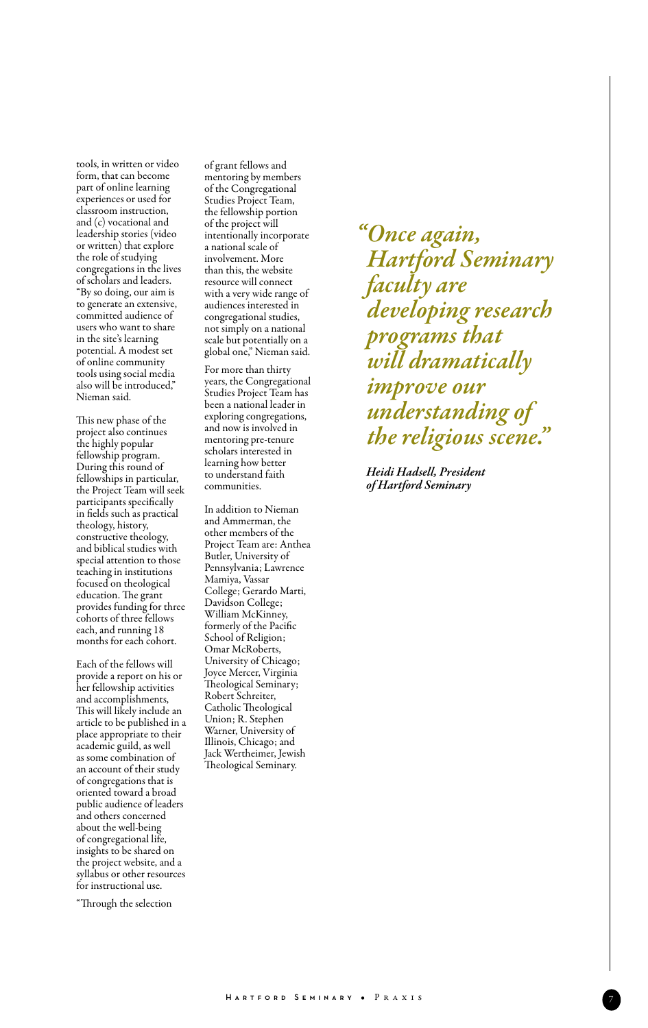tools, in written or video form, that can become part of online learning experiences or used for classroom instruction, and (c) vocational and leadership stories (video or written) that explore the role of studying congregations in the lives of scholars and leaders. "By so doing, our aim is to generate an extensive, committed audience of users who want to share in the site's learning potential. A modest set of online community tools using social media also will be introduced," Nieman said.

This new phase of the project also continues the highly popular fellowship program. During this round of fellowships in particular, the Project Team will seek participants specifically in fields such as practical theology, history, constructive theology, and biblical studies with special attention to those teaching in institutions focused on theological education. The grant provides funding for three cohorts of three fellows each, and running 18 months for each cohort.

Each of the fellows will provide a report on his or her fellowship activities and accomplishments, This will likely include an article to be published in a place appropriate to their academic guild, as well as some combination of an account of their study of congregations that is oriented toward a broad public audience of leaders and others concerned about the well-being of congregational life, insights to be shared on the project website, and a syllabus or other resources for instructional use.

"Through the selection of grant fellows and mentoring by members of the Congregational Studies Project Team, the fellowship portion of the project will intentionally incorporate a national scale of involvement. More than this, the website resource will connect with a very wide range of audiences interested in congregational studies, not simply on a national scale but potentially on a global one," Nieman said.

For more than thirty years, the Congregational Studies Project Team has been a national leader in exploring congregations, and now is involved in mentoring pre-tenure scholars interested in learning how better to understand faith communities.

In addition to Nieman and Ammerman, the other members of the Project Team are: Anthea Butler, University of Pennsylvania; Lawrence Mamiya, Vassar College; Gerardo Marti, Davidson College; William McKinney, formerly of the Pacific School of Religion; Omar McRoberts, University of Chicago; Joyce Mercer, Virginia Theological Seminary; Robert Schreiter, Catholic Theological Union; R. Stephen Warner, University of Illinois, Chicago; and Jack Wertheimer, Jewish Theological Seminary.

> ***"Once again, Hartford Seminary faculty are developing research programs that will dramatically improve our understanding of the religious scene."***
>
> ***Heidi Hadsell, President of Hartford Seminary***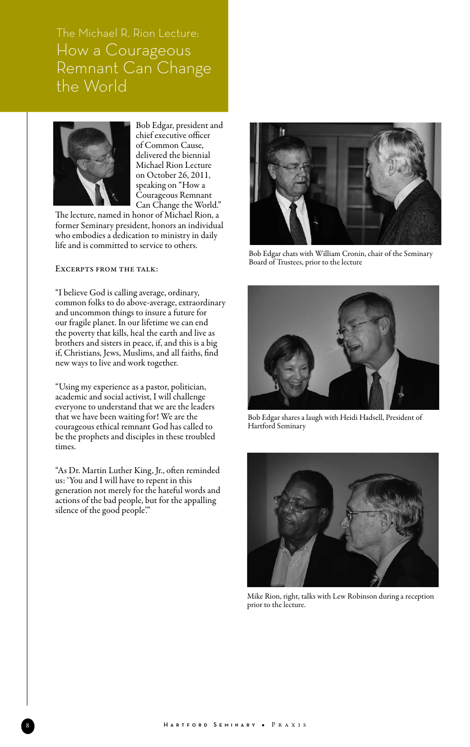# The Michael R. Rion Lecture: How a Courageous Remnant Can Change the World

Bob Edgar, president and chief executive officer of Common Cause, delivered the biennial Michael Rion Lecture on October 26, 2011, speaking on "How a Courageous Remnant Can Change the World." The lecture, named in honor of Michael Rion, a former Seminary president, honors an individual who embodies a dedication to ministry in daily life and is committed to service to others.

## Excerpts from the talk:

"I believe God is calling average, ordinary, common folks to do above-average, extraordinary and uncommon things to insure a future for our fragile planet. In our lifetime we can end the poverty that kills, heal the earth and live as brothers and sisters in peace, if, and this is a big if, Christians, Jews, Muslims, and all faiths, find new ways to live and work together.

"Using my experience as a pastor, politician, academic and social activist, I will challenge everyone to understand that we are the leaders that we have been waiting for! We are the courageous ethical remnant God has called to be the prophets and disciples in these troubled times.

"As Dr. Martin Luther King, Jr., often reminded us: 'You and I will have to repent in this generation not merely for the hateful words and actions of the bad people, but for the appalling silence of the good people'."

Bob Edgar chats with William Cronin, chair of the Seminary Board of Trustees, prior to the lecture

Bob Edgar shares a laugh with Heidi Hadsell, President of Hartford Seminary

Mike Rion, right, talks with Lew Robinson during a reception prior to the lecture.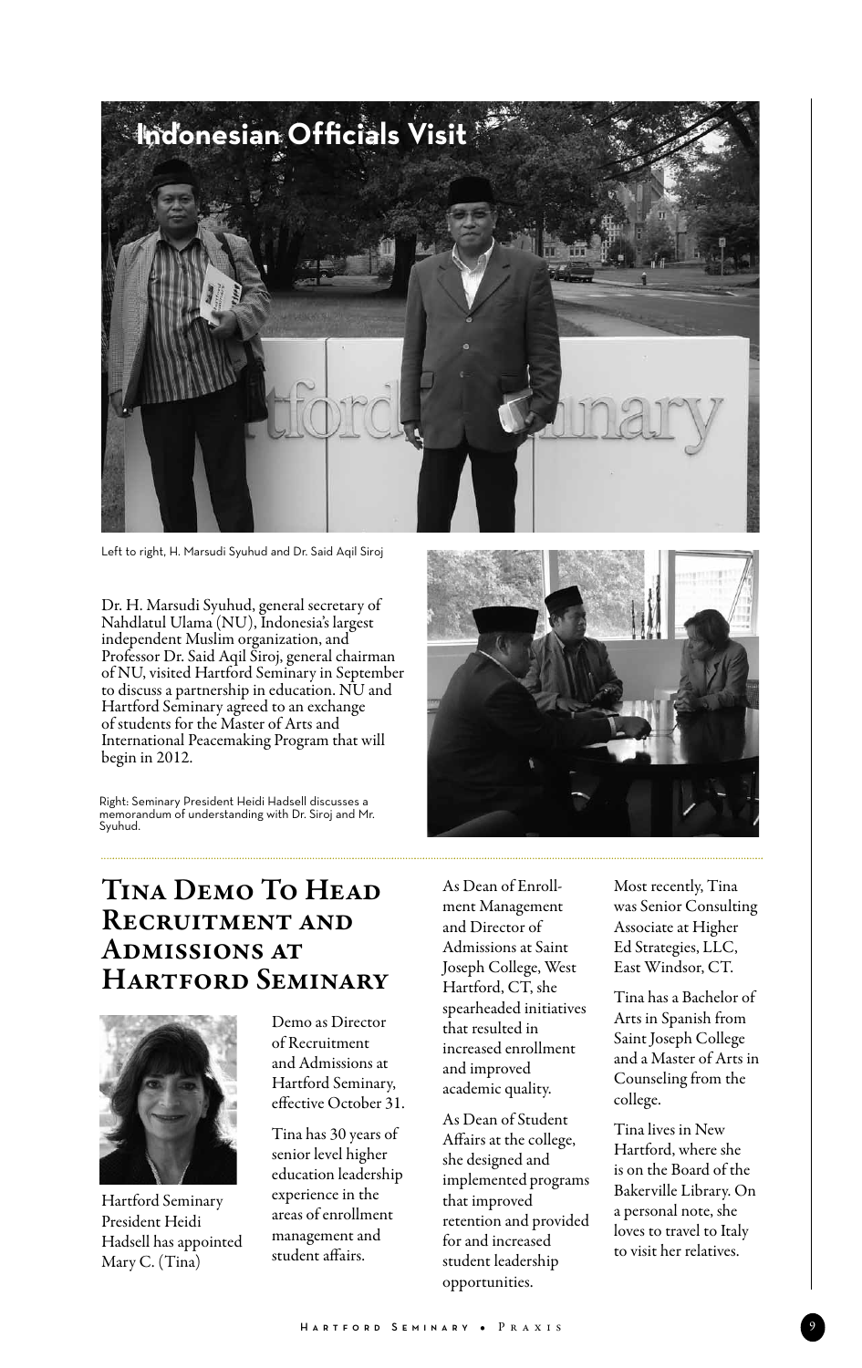## Indonesian Officials Visit

Left to right, H. Marsudi Syuhud and Dr. Said Aqil Siroj

Dr. H. Marsudi Syuhud, general secretary of Nahdlatul Ulama (NU), Indonesia's largest independent Muslim organization, and Professor Dr. Said Aqil Siroj, general chairman of NU, visited Hartford Seminary in September to discuss a partnership in education. NU and Hartford Seminary agreed to an exchange of students for the Master of Arts and International Peacemaking Program that will begin in 2012.

Right: Seminary President Heidi Hadsell discusses a memorandum of understanding with Dr. Siroj and Mr. Syuhud.

## Tina Demo To Head Recruitment and Admissions at Hartford Seminary

Hartford Seminary President Heidi Hadsell has appointed Mary C. (Tina) Demo as Director of Recruitment and Admissions at Hartford Seminary, effective October 31.

Tina has 30 years of senior level higher education leadership experience in the areas of enrollment management and student affairs.

As Dean of Enrollment Management and Director of Admissions at Saint Joseph College, West Hartford, CT, she spearheaded initiatives that resulted in increased enrollment and improved academic quality.

As Dean of Student Affairs at the college, she designed and implemented programs that improved retention and provided for and increased student leadership opportunities.

Most recently, Tina was Senior Consulting Associate at Higher Ed Strategies, LLC, East Windsor, CT.

Tina has a Bachelor of Arts in Spanish from Saint Joseph College and a Master of Arts in Counseling from the college.

Tina lives in New Hartford, where she is on the Board of the Bakerville Library. On a personal note, she loves to travel to Italy to visit her relatives.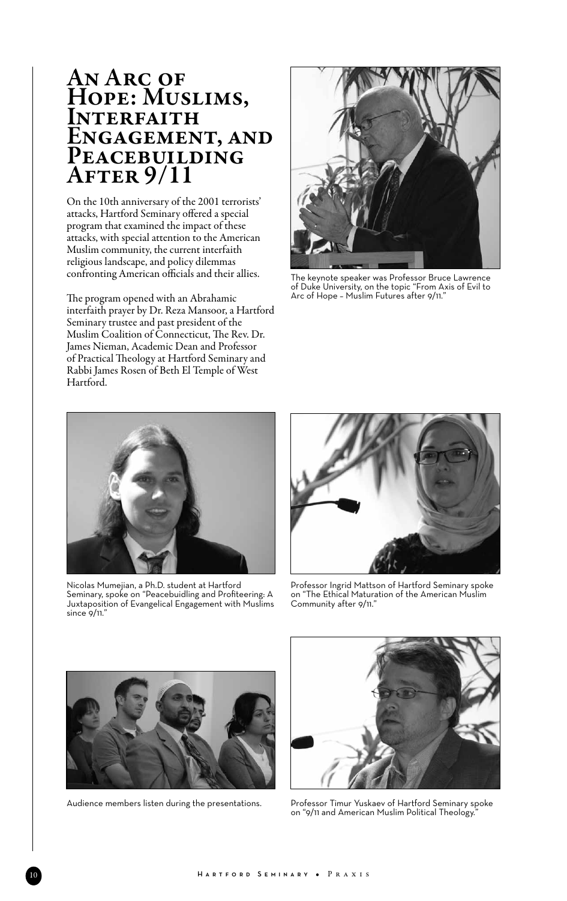# An Arc of Hope: Muslims, Interfaith Engagement, and Peacebuilding After 9/11

On the 10th anniversary of the 2001 terrorists' attacks, Hartford Seminary offered a special program that examined the impact of these attacks, with special attention to the American Muslim community, the current interfaith religious landscape, and policy dilemmas confronting American officials and their allies.

The program opened with an Abrahamic interfaith prayer by Dr. Reza Mansoor, a Hartford Seminary trustee and past president of the Muslim Coalition of Connecticut, The Rev. Dr. James Nieman, Academic Dean and Professor of Practical Theology at Hartford Seminary and Rabbi James Rosen of Beth El Temple of West Hartford.

The keynote speaker was Professor Bruce Lawrence of Duke University, on the topic "From Axis of Evil to Arc of Hope – Muslim Futures after 9/11."

Nicolas Mumejian, a Ph.D. student at Hartford Seminary, spoke on "Peacebuidling and Profiteering: A Juxtaposition of Evangelical Engagement with Muslims since 9/11."

Professor Ingrid Mattson of Hartford Seminary spoke on "The Ethical Maturation of the American Muslim Community after 9/11."

Audience members listen during the presentations.

Professor Timur Yuskaev of Hartford Seminary spoke on "9/11 and American Muslim Political Theology."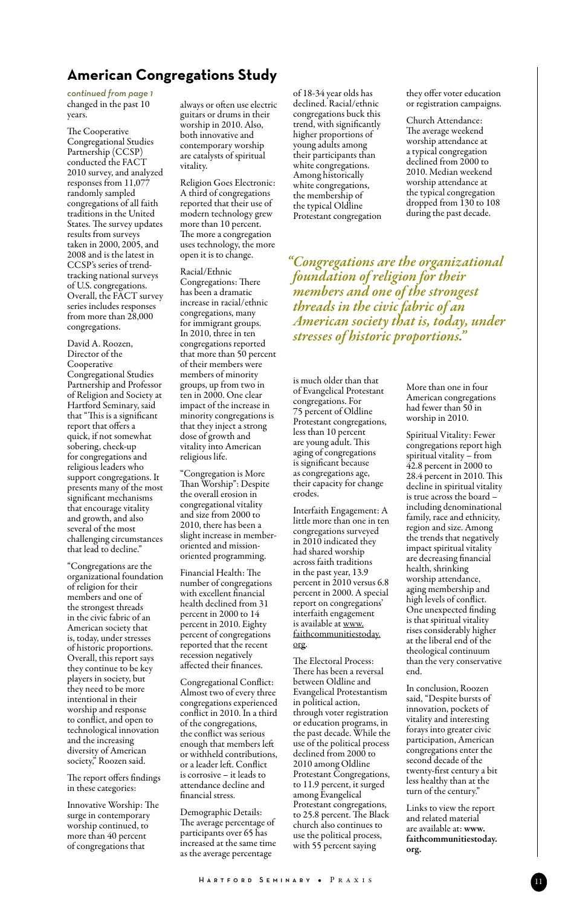## American Congregations Study

*continued from page 1*

changed in the past 10 years.

The Cooperative Congregational Studies Partnership (CCSP) conducted the FACT 2010 survey, and analyzed responses from 11,077 randomly sampled congregations of all faith traditions in the United States. The survey updates results from surveys taken in 2000, 2005, and 2008 and is the latest in CCSP's series of trend-tracking national surveys of U.S. congregations. Overall, the FACT survey series includes responses from more than 28,000 congregations.

David A. Roozen, Director of the Cooperative Congregational Studies Partnership and Professor of Religion and Society at Hartford Seminary, said that "This is a significant report that offers a quick, if not somewhat sobering, check-up for congregations and religious leaders who support congregations. It presents many of the most significant mechanisms that encourage vitality and growth, and also several of the most challenging circumstances that lead to decline."

"Congregations are the organizational foundation of religion for their members and one of the strongest threads in the civic fabric of an American society that is, today, under stresses of historic proportions. Overall, this report says they continue to be key players in society, but they need to be more intentional in their worship and response to conflict, and open to technological innovation and the increasing diversity of American society," Roozen said.

The report offers findings in these categories:

Innovative Worship: The surge in contemporary worship continued, to more than 40 percent of congregations that always or often use electric guitars or drums in their worship in 2010. Also, both innovative and contemporary worship are catalysts of spiritual vitality.

Religion Goes Electronic: A third of congregations reported that their use of modern technology grew more than 10 percent. The more a congregation uses technology, the more open it is to change.

Racial/Ethnic Congregations: There has been a dramatic increase in racial/ethnic congregations, many for immigrant groups. In 2010, three in ten congregations reported that more than 50 percent of their members were members of minority groups, up from two in ten in 2000. One clear impact of the increase in minority congregations is that they inject a strong dose of growth and vitality into American religious life.

"Congregation is More Than Worship": Despite the overall erosion in congregational vitality and size from 2000 to 2010, there has been a slight increase in member-oriented and mission-oriented programming.

Financial Health: The number of congregations with excellent financial health declined from 31 percent in 2000 to 14 percent in 2010. Eighty percent of congregations reported that the recent recession negatively affected their finances.

Congregational Conflict: Almost two of every three congregations experienced conflict in 2010. In a third of the congregations, the conflict was serious enough that members left or withheld contributions, or a leader left. Conflict is corrosive – it leads to attendance decline and financial stress.

Demographic Details: The average percentage of participants over 65 has increased at the same time as the average percentage of 18-34 year olds has declined. Racial/ethnic congregations buck this trend, with significantly higher proportions of young adults among their participants than white congregations. Among historically white congregations, the membership of the typical Oldline Protestant congregation is much older than that of Evangelical Protestant congregations. For 75 percent of Oldline Protestant congregations, less than 10 percent are young adult. This aging of congregations is significant because as congregations age, their capacity for change erodes.

Interfaith Engagement: A little more than one in ten congregations surveyed in 2010 indicated they had shared worship across faith traditions in the past year, 13.9 percent in 2010 versus 6.8 percent in 2000. A special report on congregations' interfaith engagement is available at www.faithcommunitiestoday.org.

The Electoral Process: There has been a reversal between Oldline and Evangelical Protestantism in political action, through voter registration or education programs, in the past decade. While the use of the political process declined from 2000 to 2010 among Oldline Protestant Congregations, to 11.9 percent, it surged among Evangelical Protestant congregations, to 25.8 percent. The Black church also continues to use the political process, with 55 percent saying they offer voter education or registration campaigns.

Church Attendance: The average weekend worship attendance at a typical congregation declined from 2000 to 2010. Median weekend worship attendance at the typical congregation dropped from 130 to 108 during the past decade.

*"Congregations are the organizational foundation of religion for their members and one of the strongest threads in the civic fabric of an American society that is, today, under stresses of historic proportions."*

More than one in four American congregations had fewer than 50 in worship in 2010.

Spiritual Vitality: Fewer congregations report high spiritual vitality – from 42.8 percent in 2000 to 28.4 percent in 2010. This decline in spiritual vitality is true across the board – including denominational family, race and ethnicity, region and size. Among the trends that negatively impact spiritual vitality are decreasing financial health, shrinking worship attendance, aging membership and high levels of conflict. One unexpected finding is that spiritual vitality rises considerably higher at the liberal end of the theological continuum than the very conservative end.

In conclusion, Roozen said, "Despite bursts of innovation, pockets of vitality and interesting forays into greater civic participation, American congregations enter the second decade of the twenty-first century a bit less healthy than at the turn of the century."

Links to view the report and related material are available at: **www.faithcommunitiestoday.org.**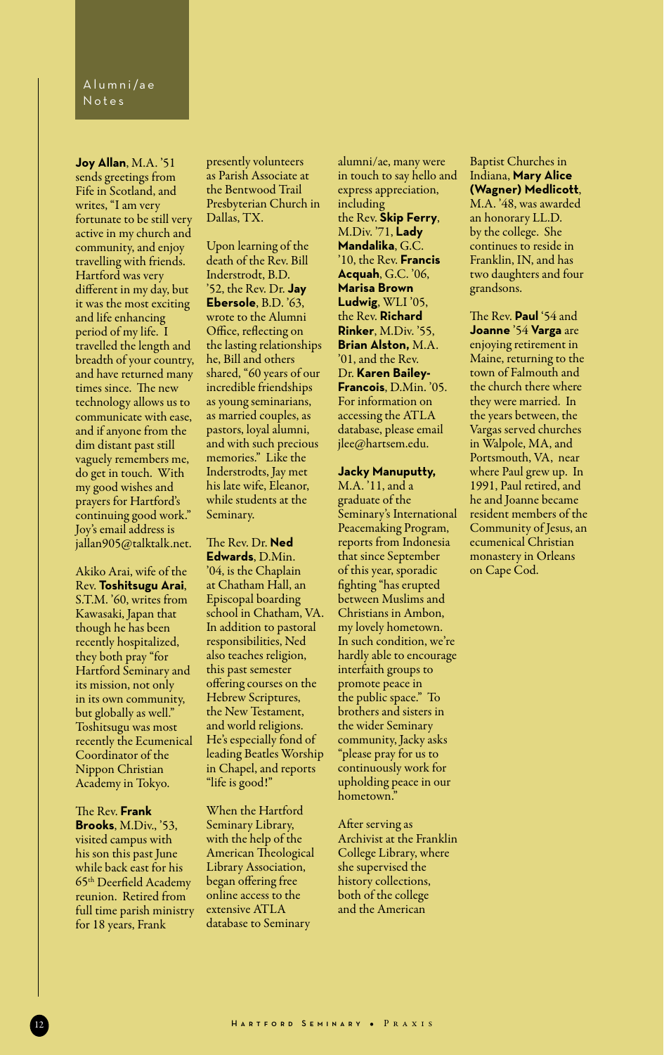## Alumni/ae Notes

**Joy Allan**, M.A. '51 sends greetings from Fife in Scotland, and writes, "I am very fortunate to be still very active in my church and community, and enjoy travelling with friends. Hartford was very different in my day, but it was the most exciting and life enhancing period of my life. I travelled the length and breadth of your country, and have returned many times since. The new technology allows us to communicate with ease, and if anyone from the dim distant past still vaguely remembers me, do get in touch. With my good wishes and prayers for Hartford's continuing good work." Joy's email address is jallan905@talktalk.net.

Akiko Arai, wife of the Rev. **Toshitsugu Arai**, S.T.M. '60, writes from Kawasaki, Japan that though he has been recently hospitalized, they both pray "for Hartford Seminary and its mission, not only in its own community, but globally as well." Toshitsugu was most recently the Ecumenical Coordinator of the Nippon Christian Academy in Tokyo.

The Rev. **Frank Brooks**, M.Div., '53, visited campus with his son this past June while back east for his 65th Deerfield Academy reunion. Retired from full time parish ministry for 18 years, Frank presently volunteers as Parish Associate at the Bentwood Trail Presbyterian Church in Dallas, TX.

Upon learning of the death of the Rev. Bill Inderstrodt, B.D. '52, the Rev. Dr. **Jay Ebersole**, B.D. '63, wrote to the Alumni Office, reflecting on the lasting relationships he, Bill and others shared, "60 years of our incredible friendships as young seminarians, as married couples, as pastors, loyal alumni, and with such precious memories." Like the Inderstrodts, Jay met his late wife, Eleanor, while students at the Seminary.

The Rev. Dr. **Ned Edwards**, D.Min. '04, is the Chaplain at Chatham Hall, an Episcopal boarding school in Chatham, VA. In addition to pastoral responsibilities, Ned also teaches religion, this past semester offering courses on the Hebrew Scriptures, the New Testament, and world religions. He's especially fond of leading Beatles Worship in Chapel, and reports "life is good!"

When the Hartford Seminary Library, with the help of the American Theological Library Association, began offering free online access to the extensive ATLA database to Seminary alumni/ae, many were in touch to say hello and express appreciation, including the Rev. **Skip Ferry**, M.Div. '71, **Lady Mandalika**, G.C. '10, the Rev. **Francis Acquah**, G.C. '06, **Marisa Brown Ludwig**, WLI '05, the Rev. **Richard Rinker**, M.Div. '55, **Brian Alston,** M.A. '01, and the Rev. Dr. **Karen Bailey-Francois**, D.Min. '05. For information on accessing the ATLA database, please email jlee@hartsem.edu.

**Jacky Manuputty,** M.A. '11, and a graduate of the Seminary's International Peacemaking Program, reports from Indonesia that since September of this year, sporadic fighting "has erupted between Muslims and Christians in Ambon, my lovely hometown. In such condition, we're hardly able to encourage interfaith groups to promote peace in the public space." To brothers and sisters in the wider Seminary community, Jacky asks "please pray for us to continuously work for upholding peace in our hometown."

After serving as Archivist at the Franklin College Library, where she supervised the history collections, both of the college and the American Baptist Churches in Indiana, **Mary Alice (Wagner) Medlicott**, M.A. '48, was awarded an honorary LL.D. by the college. She continues to reside in Franklin, IN, and has two daughters and four grandsons.

The Rev. **Paul** '54 and **Joanne** '54 **Varga** are enjoying retirement in Maine, returning to the town of Falmouth and the church there where they were married. In the years between, the Vargas served churches in Walpole, MA, and Portsmouth, VA, near where Paul grew up. In 1991, Paul retired, and he and Joanne became resident members of the Community of Jesus, an ecumenical Christian monastery in Orleans on Cape Cod.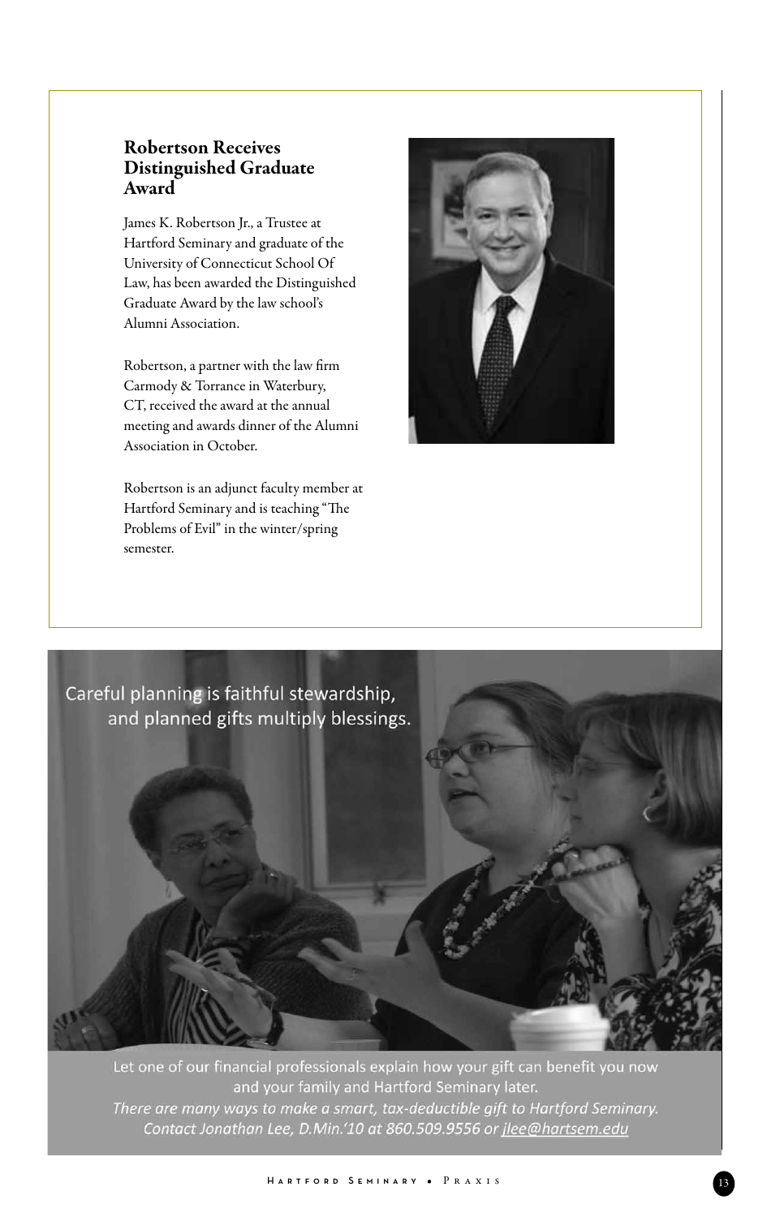## Robertson Receives Distinguished Graduate Award

James K. Robertson Jr., a Trustee at Hartford Seminary and graduate of the University of Connecticut School Of Law, has been awarded the Distinguished Graduate Award by the law school's Alumni Association.

Robertson, a partner with the law firm Carmody & Torrance in Waterbury, CT, received the award at the annual meeting and awards dinner of the Alumni Association in October.

Robertson is an adjunct faculty member at Hartford Seminary and is teaching "The Problems of Evil" in the winter/spring semester.

Careful planning is faithful stewardship, and planned gifts multiply blessings.

Let one of our financial professionals explain how your gift can benefit you now and your family and Hartford Seminary later.

*There are many ways to make a smart, tax-deductible gift to Hartford Seminary. Contact Jonathan Lee, D.Min.'10 at 860.509.9556 or jlee@hartsem.edu*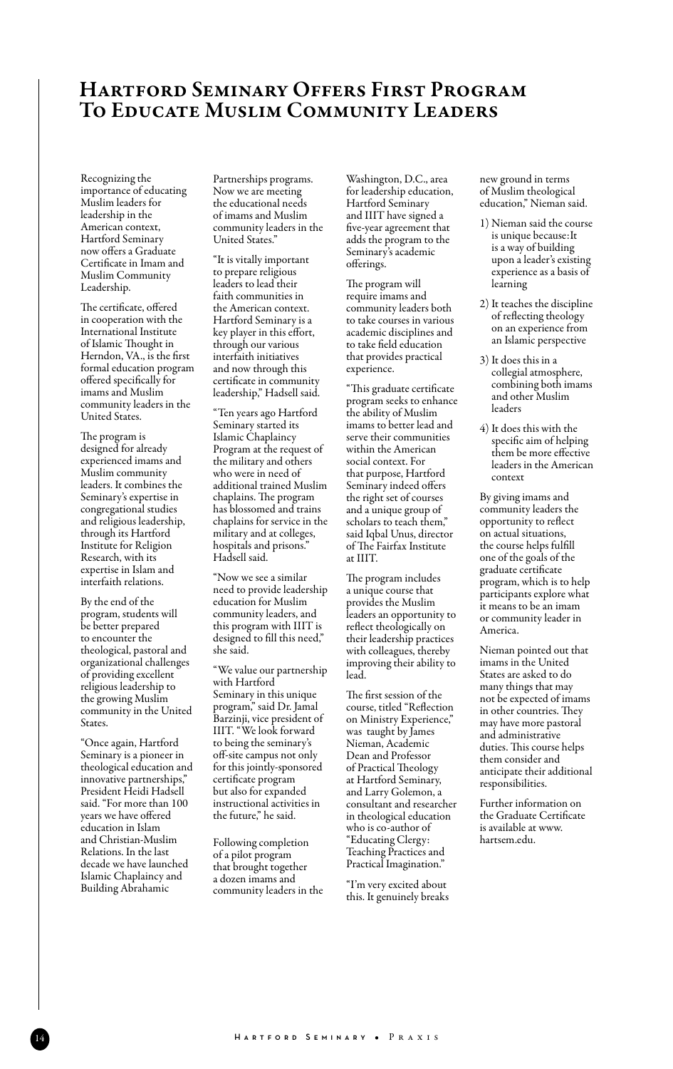# Hartford Seminary Offers First Program To Educate Muslim Community Leaders

Recognizing the importance of educating Muslim leaders for leadership in the American context, Hartford Seminary now offers a Graduate Certificate in Imam and Muslim Community Leadership.

The certificate, offered in cooperation with the International Institute of Islamic Thought in Herndon, VA., is the first formal education program offered specifically for imams and Muslim community leaders in the United States.

The program is designed for already experienced imams and Muslim community leaders. It combines the Seminary's expertise in congregational studies and religious leadership, through its Hartford Institute for Religion Research, with its expertise in Islam and interfaith relations.

By the end of the program, students will be better prepared to encounter the theological, pastoral and organizational challenges of providing excellent religious leadership to the growing Muslim community in the United States.

"Once again, Hartford Seminary is a pioneer in theological education and innovative partnerships," President Heidi Hadsell said. "For more than 100 years we have offered education in Islam and Christian-Muslim Relations. In the last decade we have launched Islamic Chaplaincy and Building Abrahamic Partnerships programs. Now we are meeting the educational needs of imams and Muslim community leaders in the United States."

"It is vitally important to prepare religious leaders to lead their faith communities in the American context. Hartford Seminary is a key player in this effort, through our various interfaith initiatives and now through this certificate in community leadership," Hadsell said.

"Ten years ago Hartford Seminary started its Islamic Chaplaincy Program at the request of the military and others who were in need of additional trained Muslim chaplains. The program has blossomed and trains chaplains for service in the military and at colleges, hospitals and prisons." Hadsell said.

"Now we see a similar need to provide leadership education for Muslim community leaders, and this program with IIIT is designed to fill this need," she said.

"We value our partnership with Hartford Seminary in this unique program," said Dr. Jamal Barzinji, vice president of IIIT. "We look forward to being the seminary's off-site campus not only for this jointly-sponsored certificate program but also for expanded instructional activities in the future," he said.

Following completion of a pilot program that brought together a dozen imams and community leaders in the Washington, D.C., area for leadership education, Hartford Seminary and IIIT have signed a five-year agreement that adds the program to the Seminary's academic offerings.

The program will require imams and community leaders both to take courses in various academic disciplines and to take field education that provides practical experience.

"This graduate certificate program seeks to enhance the ability of Muslim imams to better lead and serve their communities within the American social context. For that purpose, Hartford Seminary indeed offers the right set of courses and a unique group of scholars to teach them," said Iqbal Unus, director of The Fairfax Institute at IIIT.

The program includes a unique course that provides the Muslim leaders an opportunity to reflect theologically on their leadership practices with colleagues, thereby improving their ability to lead.

The first session of the course, titled "Reflection on Ministry Experience," was taught by James Nieman, Academic Dean and Professor of Practical Theology at Hartford Seminary, and Larry Golemon, a consultant and researcher in theological education who is co-author of "Educating Clergy: Teaching Practices and Practical Imagination."

"I'm very excited about this. It genuinely breaks new ground in terms of Muslim theological education," Nieman said.

1) Nieman said the course is unique because:It is a way of building upon a leader's existing experience as a basis of learning
2) It teaches the discipline of reflecting theology on an experience from an Islamic perspective
3) It does this in a collegial atmosphere, combining both imams and other Muslim leaders
4) It does this with the specific aim of helping them be more effective leaders in the American context

By giving imams and community leaders the opportunity to reflect on actual situations, the course helps fulfill one of the goals of the graduate certificate program, which is to help participants explore what it means to be an imam or community leader in America.

Nieman pointed out that imams in the United States are asked to do many things that may not be expected of imams in other countries. They may have more pastoral and administrative duties. This course helps them consider and anticipate their additional responsibilities.

Further information on the Graduate Certificate is available at www.hartsem.edu.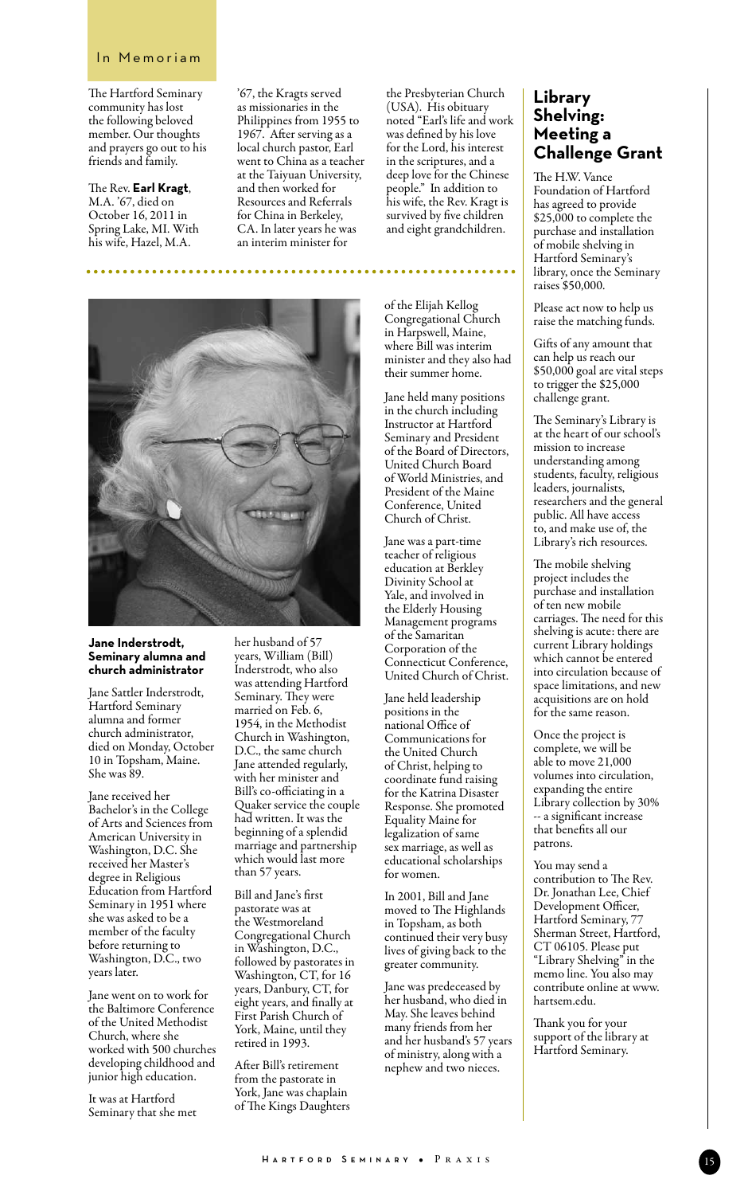## In Memoriam

The Hartford Seminary community has lost the following beloved member. Our thoughts and prayers go out to his friends and family.

The Rev. **Earl Kragt**, M.A. '67, died on October 16, 2011 in Spring Lake, MI. With his wife, Hazel, M.A. '67, the Kragts served as missionaries in the Philippines from 1955 to 1967. After serving as a local church pastor, Earl went to China as a teacher at the Taiyuan University, and then worked for Resources and Referrals for China in Berkeley, CA. In later years he was an interim minister for the Presbyterian Church (USA). His obituary noted "Earl's life and work was defined by his love for the Lord, his interest in the scriptures, and a deep love for the Chinese people." In addition to his wife, the Rev. Kragt is survived by five children and eight grandchildren.

**Jane Inderstrodt, Seminary alumna and church administrator**

Jane Sattler Inderstrodt, Hartford Seminary alumna and former church administrator, died on Monday, October 10 in Topsham, Maine. She was 89.

Jane received her Bachelor's in the College of Arts and Sciences from American University in Washington, D.C. She received her Master's degree in Religious Education from Hartford Seminary in 1951 where she was asked to be a member of the faculty before returning to Washington, D.C., two years later.

Jane went on to work for the Baltimore Conference of the United Methodist Church, where she worked with 500 churches developing childhood and junior high education.

It was at Hartford Seminary that she met her husband of 57 years, William (Bill) Inderstrodt, who also was attending Hartford Seminary. They were married on Feb. 6, 1954, in the Methodist Church in Washington, D.C., the same church Jane attended regularly, with her minister and Bill's co-officiating in a Quaker service the couple had written. It was the beginning of a splendid marriage and partnership which would last more than 57 years.

Bill and Jane's first pastorate was at the Westmoreland Congregational Church in Washington, D.C., followed by pastorates in Washington, CT, for 16 years, Danbury, CT, for eight years, and finally at First Parish Church of York, Maine, until they retired in 1993.

After Bill's retirement from the pastorate in York, Jane was chaplain of The Kings Daughters of the Elijah Kellog Congregational Church in Harpswell, Maine, where Bill was interim minister and they also had their summer home.

Jane held many positions in the church including Instructor at Hartford Seminary and President of the Board of Directors, United Church Board of World Ministries, and President of the Maine Conference, United Church of Christ.

Jane was a part-time teacher of religious education at Berkley Divinity School at Yale, and involved in the Elderly Housing Management programs of the Samaritan Corporation of the Connecticut Conference, United Church of Christ.

Jane held leadership positions in the national Office of Communications for the United Church of Christ, helping to coordinate fund raising for the Katrina Disaster Response. She promoted Equality Maine for legalization of same sex marriage, as well as educational scholarships for women.

In 2001, Bill and Jane moved to The Highlands in Topsham, as both continued their very busy lives of giving back to the greater community.

Jane was predeceased by her husband, who died in May. She leaves behind many friends from her and her husband's 57 years of ministry, along with a nephew and two nieces.

## Library Shelving: Meeting a Challenge Grant

The H.W. Vance Foundation of Hartford has agreed to provide $25,000 to complete the purchase and installation of mobile shelving in Hartford Seminary's library, once the Seminary raises $50,000.

Please act now to help us raise the matching funds.

Gifts of any amount that can help us reach our $50,000 goal are vital steps to trigger the $25,000 challenge grant.

The Seminary's Library is at the heart of our school's mission to increase understanding among students, faculty, religious leaders, journalists, researchers and the general public. All have access to, and make use of, the Library's rich resources.

The mobile shelving project includes the purchase and installation of ten new mobile carriages. The need for this shelving is acute: there are current Library holdings which cannot be entered into circulation because of space limitations, and new acquisitions are on hold for the same reason.

Once the project is complete, we will be able to move 21,000 volumes into circulation, expanding the entire Library collection by 30% -- a significant increase that benefits all our patrons.

You may send a contribution to The Rev. Dr. Jonathan Lee, Chief Development Officer, Hartford Seminary, 77 Sherman Street, Hartford, CT 06105. Please put "Library Shelving" in the memo line. You also may contribute online at www.hartsem.edu.

Thank you for your support of the library at Hartford Seminary.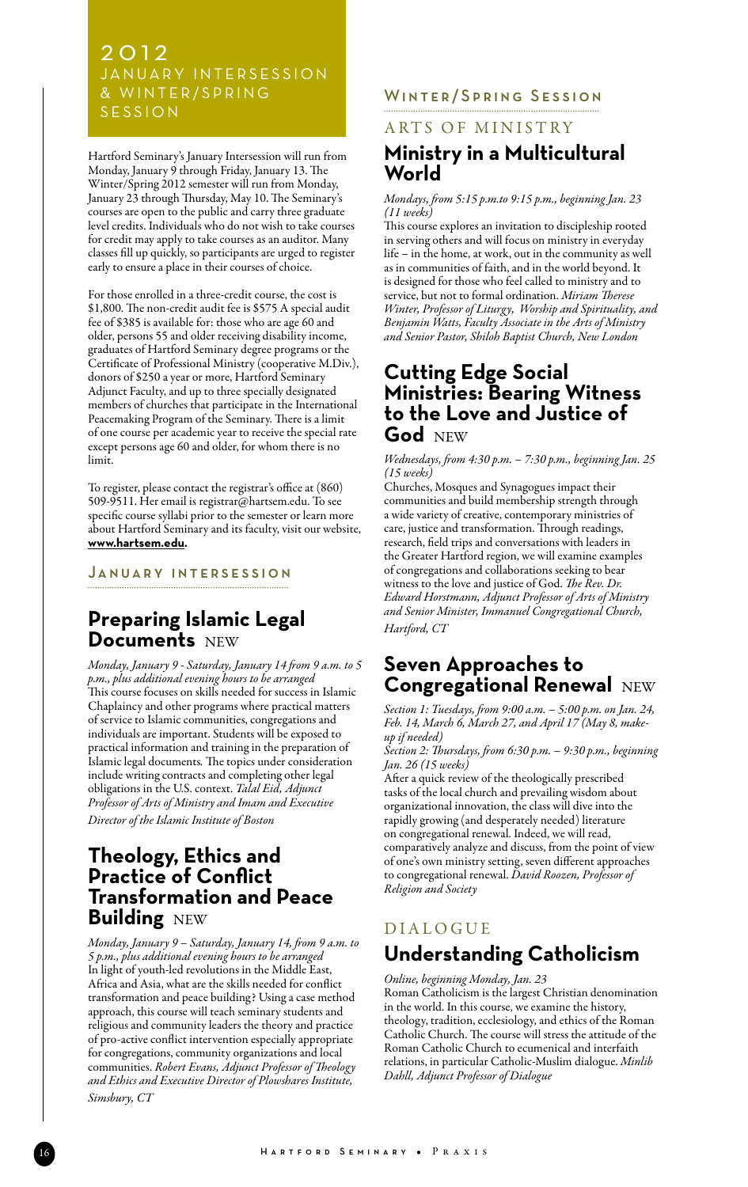# 2012 JANUARY INTERSESSION & WINTER/SPRING SESSION

Hartford Seminary's January Intersession will run from Monday, January 9 through Friday, January 13. The Winter/Spring 2012 semester will run from Monday, January 23 through Thursday, May 10. The Seminary's courses are open to the public and carry three graduate level credits. Individuals who do not wish to take courses for credit may apply to take courses as an auditor. Many classes fill up quickly, so participants are urged to register early to ensure a place in their courses of choice.

For those enrolled in a three-credit course, the cost is $1,800. The non-credit audit fee is $575 A special audit fee of $385 is available for: those who are age 60 and older, persons 55 and older receiving disability income, graduates of Hartford Seminary degree programs or the Certificate of Professional Ministry (cooperative M.Div.), donors of $250 a year or more, Hartford Seminary Adjunct Faculty, and up to three specially designated members of churches that participate in the International Peacemaking Program of the Seminary. There is a limit of one course per academic year to receive the special rate except persons age 60 and older, for whom there is no limit.

To register, please contact the registrar's office at (860) 509-9511. Her email is registrar@hartsem.edu. To see specific course syllabi prior to the semester or learn more about Hartford Seminary and its faculty, visit our website, **www.hartsem.edu**.

## January Intersession

### Preparing Islamic Legal Documents NEW

*Monday, January 9 - Saturday, January 14 from 9 a.m. to 5 p.m., plus additional evening hours to be arranged*
This course focuses on skills needed for success in Islamic Chaplaincy and other programs where practical matters of service to Islamic communities, congregations and individuals are important. Students will be exposed to practical information and training in the preparation of Islamic legal documents. The topics under consideration include writing contracts and completing other legal obligations in the U.S. context. *Talal Eid, Adjunct Professor of Arts of Ministry and Imam and Executive Director of the Islamic Institute of Boston*

### Theology, Ethics and Practice of Conflict Transformation and Peace Building NEW

*Monday, January 9 – Saturday, January 14, from 9 a.m. to 5 p.m., plus additional evening hours to be arranged*
In light of youth-led revolutions in the Middle East, Africa and Asia, what are the skills needed for conflict transformation and peace building? Using a case method approach, this course will teach seminary students and religious and community leaders the theory and practice of pro-active conflict intervention especially appropriate for congregations, community organizations and local communities. *Robert Evans, Adjunct Professor of Theology and Ethics and Executive Director of Plowshares Institute, Simsbury, CT*

## Winter/Spring Session

### ARTS OF MINISTRY

### Ministry in a Multicultural World

*Mondays, from 5:15 p.m.to 9:15 p.m., beginning Jan. 23 (11 weeks)*
This course explores an invitation to discipleship rooted in serving others and will focus on ministry in everyday life – in the home, at work, out in the community as well as in communities of faith, and in the world beyond. It is designed for those who feel called to ministry and to service, but not to formal ordination. *Miriam Therese Winter, Professor of Liturgy, Worship and Spirituality, and Benjamin Watts, Faculty Associate in the Arts of Ministry and Senior Pastor, Shiloh Baptist Church, New London*

### Cutting Edge Social Ministries: Bearing Witness to the Love and Justice of God NEW

*Wednesdays, from 4:30 p.m. – 7:30 p.m., beginning Jan. 25 (15 weeks)*
Churches, Mosques and Synagogues impact their communities and build membership strength through a wide variety of creative, contemporary ministries of care, justice and transformation. Through readings, research, field trips and conversations with leaders in the Greater Hartford region, we will examine examples of congregations and collaborations seeking to bear witness to the love and justice of God. *The Rev. Dr. Edward Horstmann, Adjunct Professor of Arts of Ministry and Senior Minister, Immanuel Congregational Church, Hartford, CT*

### Seven Approaches to Congregational Renewal NEW

*Section 1: Tuesdays, from 9:00 a.m. – 5:00 p.m. on Jan. 24, Feb. 14, March 6, March 27, and April 17 (May 8, make-up if needed)*
*Section 2: Thursdays, from 6:30 p.m. – 9:30 p.m., beginning Jan. 26 (15 weeks)*
After a quick review of the theologically prescribed tasks of the local church and prevailing wisdom about organizational innovation, the class will dive into the rapidly growing (and desperately needed) literature on congregational renewal. Indeed, we will read, comparatively analyze and discuss, from the point of view of one's own ministry setting, seven different approaches to congregational renewal. *David Roozen, Professor of Religion and Society*

### DIALOGUE

### Understanding Catholicism

*Online, beginning Monday, Jan. 23*
Roman Catholicism is the largest Christian denomination in the world. In this course, we examine the history, theology, tradition, ecclesiology, and ethics of the Roman Catholic Church. The course will stress the attitude of the Roman Catholic Church to ecumenical and interfaith relations, in particular Catholic-Muslim dialogue. *Minlib Dahll, Adjunct Professor of Dialogue*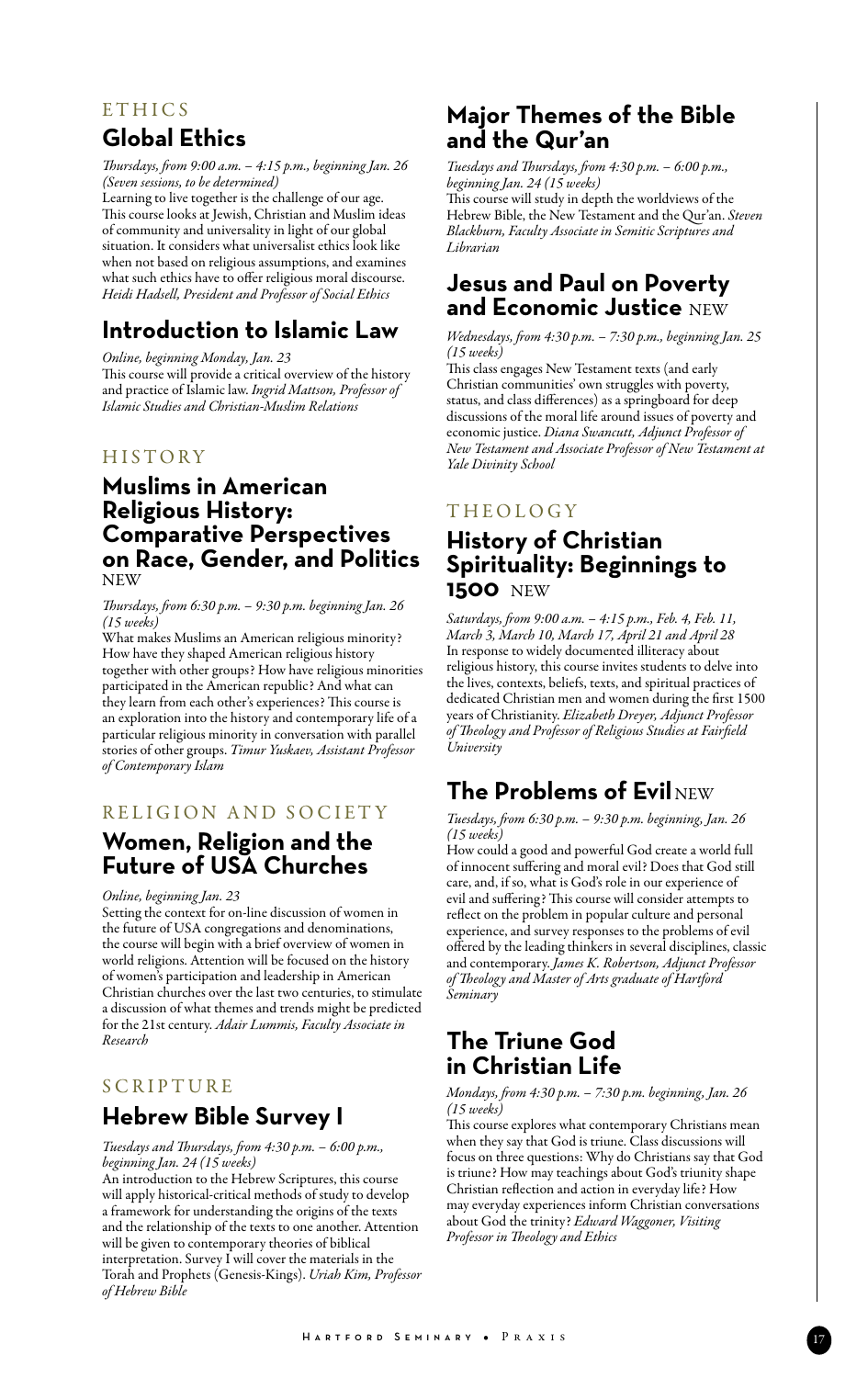## ETHICS

### Global Ethics

*Thursdays, from 9:00 a.m. – 4:15 p.m., beginning Jan. 26 (Seven sessions, to be determined)*

Learning to live together is the challenge of our age. This course looks at Jewish, Christian and Muslim ideas of community and universality in light of our global situation. It considers what universalist ethics look like when not based on religious assumptions, and examines what such ethics have to offer religious moral discourse. *Heidi Hadsell, President and Professor of Social Ethics*

### Introduction to Islamic Law

*Online, beginning Monday, Jan. 23*

This course will provide a critical overview of the history and practice of Islamic law. *Ingrid Mattson, Professor of Islamic Studies and Christian-Muslim Relations*

## HISTORY

### Muslims in American Religious History: Comparative Perspectives on Race, Gender, and Politics NEW

*Thursdays, from 6:30 p.m. – 9:30 p.m. beginning Jan. 26 (15 weeks)*

What makes Muslims an American religious minority? How have they shaped American religious history together with other groups? How have religious minorities participated in the American republic? And what can they learn from each other's experiences? This course is an exploration into the history and contemporary life of a particular religious minority in conversation with parallel stories of other groups. *Timur Yuskaev, Assistant Professor of Contemporary Islam*

## RELIGION AND SOCIETY

### Women, Religion and the Future of USA Churches

*Online, beginning Jan. 23*

Setting the context for on-line discussion of women in the future of USA congregations and denominations, the course will begin with a brief overview of women in world religions. Attention will be focused on the history of women's participation and leadership in American Christian churches over the last two centuries, to stimulate a discussion of what themes and trends might be predicted for the 21st century. *Adair Lummis, Faculty Associate in Research*

## SCRIPTURE

### Hebrew Bible Survey I

*Tuesdays and Thursdays, from 4:30 p.m. – 6:00 p.m., beginning Jan. 24 (15 weeks)*

An introduction to the Hebrew Scriptures, this course will apply historical-critical methods of study to develop a framework for understanding the origins of the texts and the relationship of the texts to one another. Attention will be given to contemporary theories of biblical interpretation. Survey I will cover the materials in the Torah and Prophets (Genesis-Kings). *Uriah Kim, Professor of Hebrew Bible*

### Major Themes of the Bible and the Qur'an

*Tuesdays and Thursdays, from 4:30 p.m. – 6:00 p.m., beginning Jan. 24 (15 weeks)*

This course will study in depth the worldviews of the Hebrew Bible, the New Testament and the Qur'an. *Steven Blackburn, Faculty Associate in Semitic Scriptures and Librarian*

### Jesus and Paul on Poverty and Economic Justice NEW

*Wednesdays, from 4:30 p.m. – 7:30 p.m., beginning Jan. 25 (15 weeks)*

This class engages New Testament texts (and early Christian communities' own struggles with poverty, status, and class differences) as a springboard for deep discussions of the moral life around issues of poverty and economic justice. *Diana Swancutt, Adjunct Professor of New Testament and Associate Professor of New Testament at Yale Divinity School*

## THEOLOGY

### History of Christian Spirituality: Beginnings to 1500 NEW

*Saturdays, from 9:00 a.m. – 4:15 p.m., Feb. 4, Feb. 11, March 3, March 10, March 17, April 21 and April 28*

In response to widely documented illiteracy about religious history, this course invites students to delve into the lives, contexts, beliefs, texts, and spiritual practices of dedicated Christian men and women during the first 1500 years of Christianity. *Elizabeth Dreyer, Adjunct Professor of Theology and Professor of Religious Studies at Fairfield University*

### The Problems of Evil NEW

*Tuesdays, from 6:30 p.m. – 9:30 p.m. beginning, Jan. 26 (15 weeks)*

How could a good and powerful God create a world full of innocent suffering and moral evil? Does that God still care and, if so, what is God's role in our experience of evil and suffering? This course will consider attempts to reflect on the problem in popular culture and personal experience, and survey responses to the problems of evil offered by the leading thinkers in several disciplines, classic and contemporary. *James K. Robertson, Adjunct Professor of Theology and Master of Arts graduate of Hartford Seminary*

### The Triune God in Christian Life

*Mondays, from 4:30 p.m. – 7:30 p.m. beginning, Jan. 26 (15 weeks)*

This course explores what contemporary Christians mean when they say that God is triune. Class discussions will focus on three questions: Why do Christians say that God is triune? How may teachings about God's triunity shape Christian reflection and action in everyday life? How may everyday experiences inform Christian conversations about God the trinity? *Edward Waggoner, Visiting Professor in Theology and Ethics*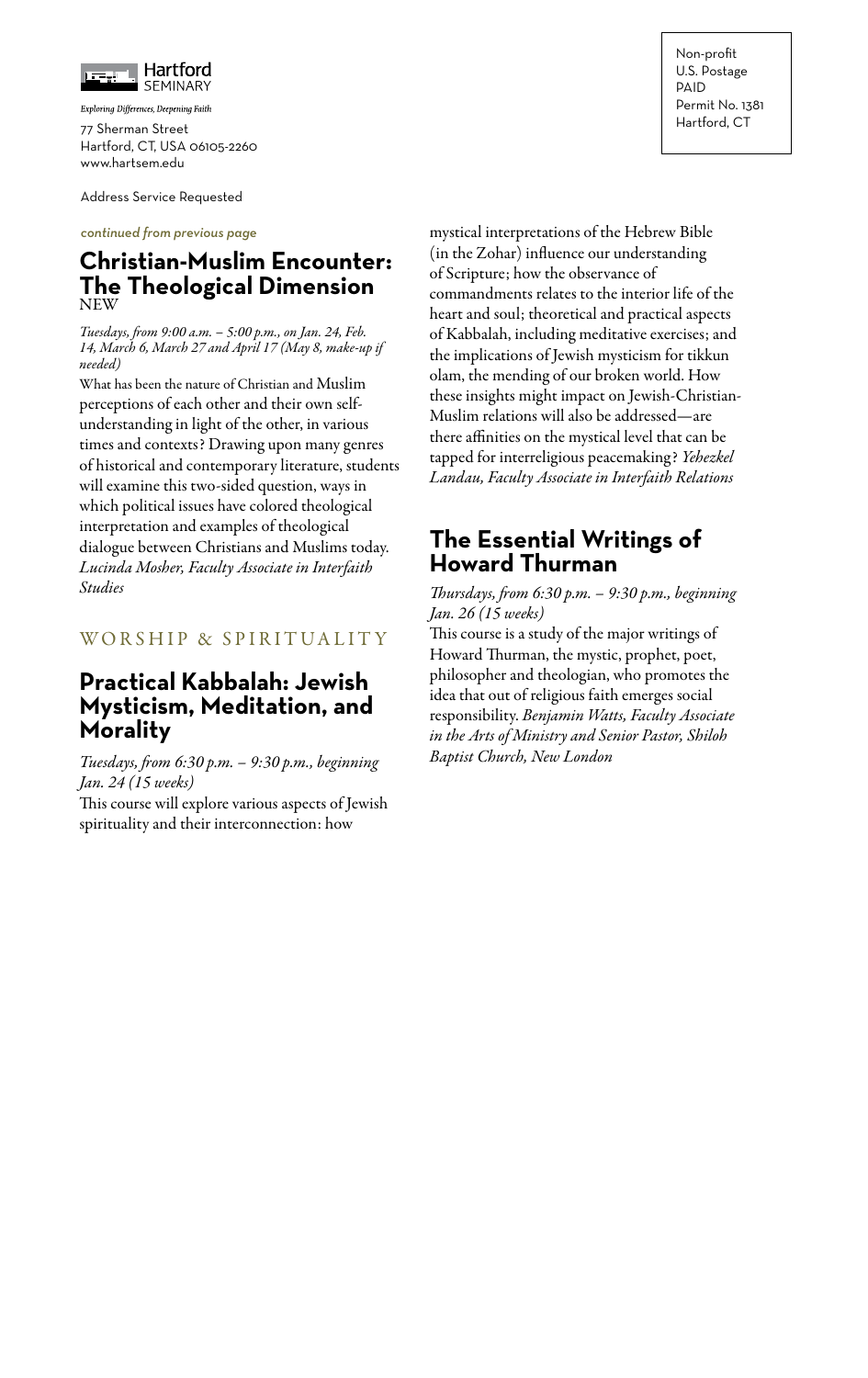Hartford SEMINARY

*Exploring Differences, Deepening Faith*

77 Sherman Street
Hartford, CT, USA 06105-2260
www.hartsem.edu

Address Service Requested

Non-profit
U.S. Postage
PAID
Permit No. 1381
Hartford, CT

*continued from previous page*

## Christian-Muslim Encounter: The Theological Dimension

NEW

*Tuesdays, from 9:00 a.m. – 5:00 p.m., on Jan. 24, Feb. 14, March 6, March 27 and April 17 (May 8, make-up if needed)*

What has been the nature of Christian and Muslim perceptions of each other and their own self-understanding in light of the other, in various times and contexts? Drawing upon many genres of historical and contemporary literature, students will examine this two-sided question, ways in which political issues have colored theological interpretation and examples of theological dialogue between Christians and Muslims today. *Lucinda Mosher, Faculty Associate in Interfaith Studies*

# WORSHIP & SPIRITUALITY

## Practical Kabbalah: Jewish Mysticism, Meditation, and Morality

*Tuesdays, from 6:30 p.m. – 9:30 p.m., beginning Jan. 24 (15 weeks)*

This course will explore various aspects of Jewish spirituality and their interconnection: how mystical interpretations of the Hebrew Bible (in the Zohar) influence our understanding of Scripture; how the observance of commandments relates to the interior life of the heart and soul; theoretical and practical aspects of Kabbalah, including meditative exercises; and the implications of Jewish mysticism for tikkun olam, the mending of our broken world. How these insights might impact on Jewish-Christian-Muslim relations will also be addressed—are there affinities on the mystical level that can be tapped for interreligious peacemaking? *Yehezkel Landau, Faculty Associate in Interfaith Relations*

## The Essential Writings of Howard Thurman

*Thursdays, from 6:30 p.m. – 9:30 p.m., beginning Jan. 26 (15 weeks)*

This course is a study of the major writings of Howard Thurman, the mystic, prophet, poet, philosopher and theologian, who promotes the idea that out of religious faith emerges social responsibility. *Benjamin Watts, Faculty Associate in the Arts of Ministry and Senior Pastor, Shiloh Baptist Church, New London*